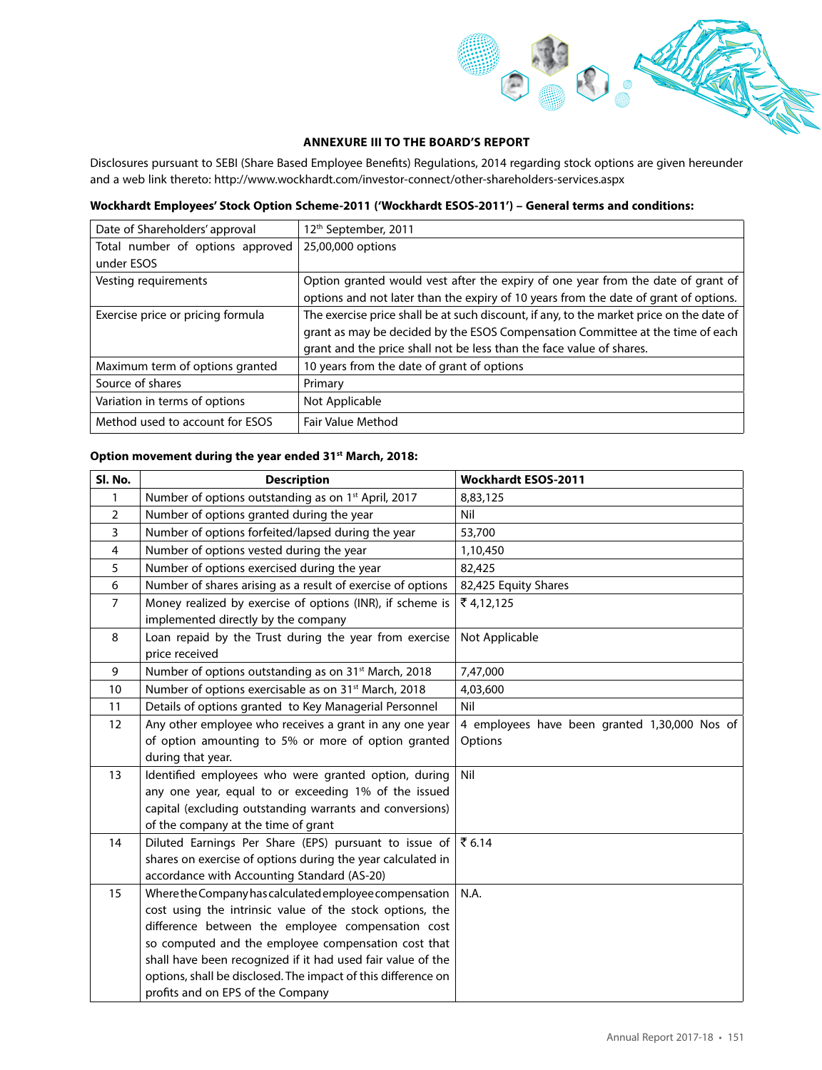## ANNEXURE III TO THE BOARD'S REPORT

Disclosures pursuant to SEBI (Share Based Employee Benefits) Regulations, 2014 regarding stock options are given hereunder and a web link thereto: http://www.wockhardt.com/investor-connect/other-shareholders-services.aspx

**Wockhardt Employees' Stock Option Scheme-2011 ('Wockhardt ESOS-2011') – General terms and conditions:**

| | |
|---|---|
| Date of Shareholders' approval | 12th September, 2011 |
| Total number of options approved under ESOS | 25,00,000 options |
| Vesting requirements | Option granted would vest after the expiry of one year from the date of grant of options and not later than the expiry of 10 years from the date of grant of options. |
| Exercise price or pricing formula | The exercise price shall be at such discount, if any, to the market price on the date of grant as may be decided by the ESOS Compensation Committee at the time of each grant and the price shall not be less than the face value of shares. |
| Maximum term of options granted | 10 years from the date of grant of options |
| Source of shares | Primary |
| Variation in terms of options | Not Applicable |
| Method used to account for ESOS | Fair Value Method |

**Option movement during the year ended 31st March, 2018:**

| Sl. No. | Description | Wockhardt ESOS-2011 |
|---|---|---|
| 1 | Number of options outstanding as on 1st April, 2017 | 8,83,125 |
| 2 | Number of options granted during the year | Nil |
| 3 | Number of options forfeited/lapsed during the year | 53,700 |
| 4 | Number of options vested during the year | 1,10,450 |
| 5 | Number of options exercised during the year | 82,425 |
| 6 | Number of shares arising as a result of exercise of options | 82,425 Equity Shares |
| 7 | Money realized by exercise of options (INR), if scheme is implemented directly by the company | ₹ 4,12,125 |
| 8 | Loan repaid by the Trust during the year from exercise price received | Not Applicable |
| 9 | Number of options outstanding as on 31st March, 2018 | 7,47,000 |
| 10 | Number of options exercisable as on 31st March, 2018 | 4,03,600 |
| 11 | Details of options granted to Key Managerial Personnel | Nil |
| 12 | Any other employee who receives a grant in any one year of option amounting to 5% or more of option granted during that year. | 4 employees have been granted 1,30,000 Nos of Options |
| 13 | Identified employees who were granted option, during any one year, equal to or exceeding 1% of the issued capital (excluding outstanding warrants and conversions) of the company at the time of grant | Nil |
| 14 | Diluted Earnings Per Share (EPS) pursuant to issue of shares on exercise of options during the year calculated in accordance with Accounting Standard (AS-20) | ₹ 6.14 |
| 15 | Where the Company has calculated employee compensation cost using the intrinsic value of the stock options, the difference between the employee compensation cost so computed and the employee compensation cost that shall have been recognized if it had used fair value of the options, shall be disclosed. The impact of this difference on profits and on EPS of the Company | N.A. |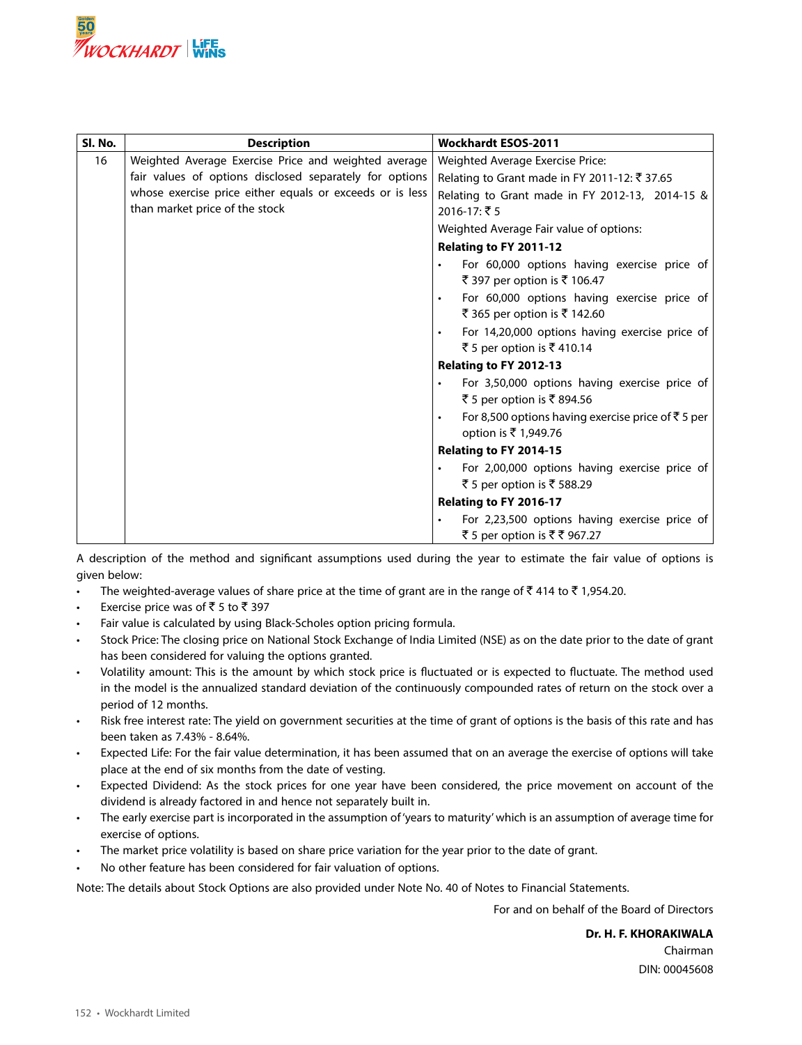| Sl. No. | Description | Wockhardt ESOS-2011 |
|---|---|---|
| 16 | Weighted Average Exercise Price and weighted average fair values of options disclosed separately for options whose exercise price either equals or exceeds or is less than market price of the stock | Weighted Average Exercise Price:<br>Relating to Grant made in FY 2011-12: ₹ 37.65<br>Relating to Grant made in FY 2012-13, 2014-15 & 2016-17: ₹ 5<br>Weighted Average Fair value of options:<br>**Relating to FY 2011-12**<br>• For 60,000 options having exercise price of ₹ 397 per option is ₹ 106.47<br>• For 60,000 options having exercise price of ₹ 365 per option is ₹ 142.60<br>• For 14,20,000 options having exercise price of ₹ 5 per option is ₹ 410.14<br>**Relating to FY 2012-13**<br>• For 3,50,000 options having exercise price of ₹ 5 per option is ₹ 894.56<br>• For 8,500 options having exercise price of ₹ 5 per option is ₹ 1,949.76<br>**Relating to FY 2014-15**<br>• For 2,00,000 options having exercise price of ₹ 5 per option is ₹ 588.29<br>**Relating to FY 2016-17**<br>• For 2,23,500 options having exercise price of ₹ 5 per option is ₹ ₹ 967.27 |

A description of the method and significant assumptions used during the year to estimate the fair value of options is given below:

- The weighted-average values of share price at the time of grant are in the range of ₹ 414 to ₹ 1,954.20.
- Exercise price was of ₹ 5 to ₹ 397
- Fair value is calculated by using Black-Scholes option pricing formula.
- Stock Price: The closing price on National Stock Exchange of India Limited (NSE) as on the date prior to the date of grant has been considered for valuing the options granted.
- Volatility amount: This is the amount by which stock price is fluctuated or is expected to fluctuate. The method used in the model is the annualized standard deviation of the continuously compounded rates of return on the stock over a period of 12 months.
- Risk free interest rate: The yield on government securities at the time of grant of options is the basis of this rate and has been taken as 7.43% - 8.64%.
- Expected Life: For the fair value determination, it has been assumed that on an average the exercise of options will take place at the end of six months from the date of vesting.
- Expected Dividend: As the stock prices for one year have been considered, the price movement on account of the dividend is already factored in and hence not separately built in.
- The early exercise part is incorporated in the assumption of 'years to maturity' which is an assumption of average time for exercise of options.
- The market price volatility is based on share price variation for the year prior to the date of grant.
- No other feature has been considered for fair valuation of options.

Note: The details about Stock Options are also provided under Note No. 40 of Notes to Financial Statements.

For and on behalf of the Board of Directors

**Dr. H. F. KHORAKIWALA**
Chairman
DIN: 00045608